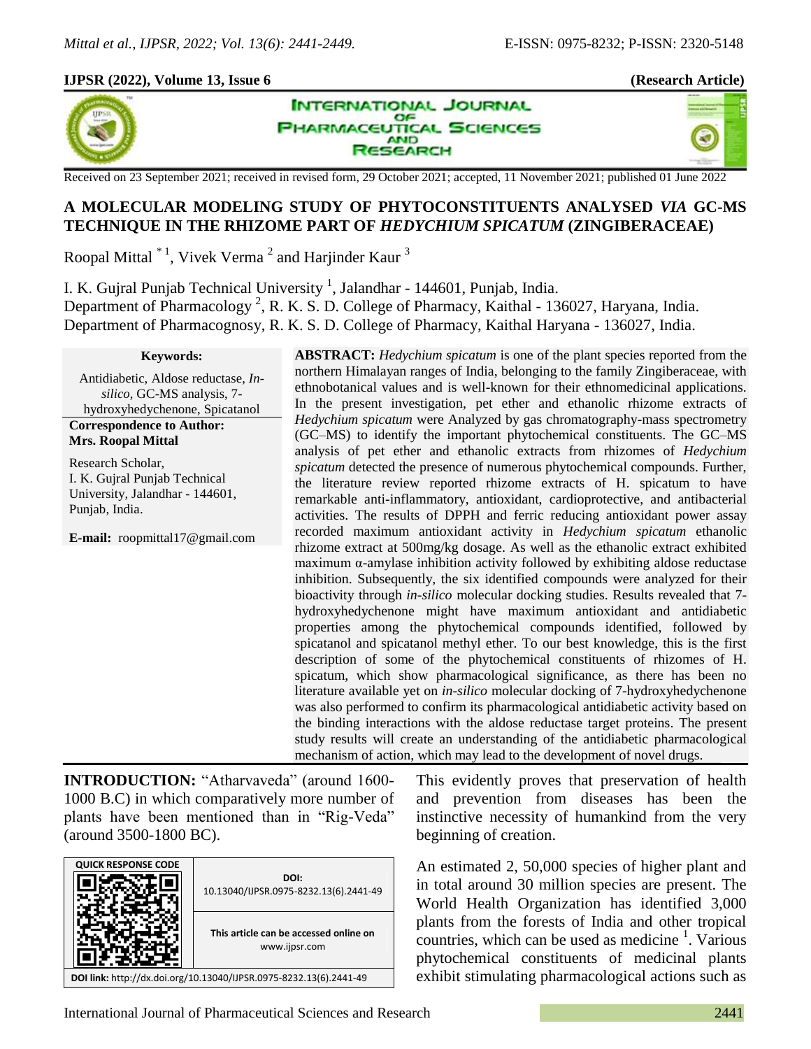**IJPSR (2022), Volume 13, Issue 6** **(Research Article)**

Received on 23 September 2021; received in revised form, 29 October 2021; accepted, 11 November 2021; published 01 June 2022

# A MOLECULAR MODELING STUDY OF PHYTOCONSTITUENTS ANALYSED *VIA* GC-MS TECHNIQUE IN THE RHIZOME PART OF *HEDYCHIUM SPICATUM* (ZINGIBERACEAE)

Roopal Mittal [*1], Vivek Verma [2] and Harjinder Kaur [3]

I. K. Gujral Punjab Technical University [1], Jalandhar - 144601, Punjab, India.
Department of Pharmacology [2], R. K. S. D. College of Pharmacy, Kaithal - 136027, Haryana, India.
Department of Pharmacognosy, R. K. S. D. College of Pharmacy, Kaithal Haryana - 136027, India.

**Keywords:**

Antidiabetic, Aldose reductase, *In-silico*, GC-MS analysis, 7-hydroxyhedychenone, Spicatanol

**Correspondence to Author:**
**Mrs. Roopal Mittal**

Research Scholar,
I. K. Gujral Punjab Technical University, Jalandhar - 144601, Punjab, India.

**E-mail:** roopmittal17@gmail.com

**ABSTRACT:** *Hedychium spicatum* is one of the plant species reported from the northern Himalayan ranges of India, belonging to the family Zingiberaceae, with ethnobotanical values and is well-known for their ethnomedicinal applications. In the present investigation, pet ether and ethanolic rhizome extracts of *Hedychium spicatum* were Analyzed by gas chromatography-mass spectrometry (GC–MS) to identify the important phytochemical constituents. The GC–MS analysis of pet ether and ethanolic extracts from rhizomes of *Hedychium spicatum* detected the presence of numerous phytochemical compounds. Further, the literature review reported rhizome extracts of H. spicatum to have remarkable anti-inflammatory, antioxidant, cardioprotective, and antibacterial activities. The results of DPPH and ferric reducing antioxidant power assay recorded maximum antioxidant activity in *Hedychium spicatum* ethanolic rhizome extract at 500mg/kg dosage. As well as the ethanolic extract exhibited maximum α-amylase inhibition activity followed by exhibiting aldose reductase inhibition. Subsequently, the six identified compounds were analyzed for their bioactivity through *in-silico* molecular docking studies. Results revealed that 7-hydroxyhedychenone might have maximum antioxidant and antidiabetic properties among the phytochemical compounds identified, followed by spicatanol and spicatanol methyl ether. To our best knowledge, this is the first description of some of the phytochemical constituents of rhizomes of H. spicatum, which show pharmacological significance, as there has been no literature available yet on *in-silico* molecular docking of 7-hydroxyhedychenone was also performed to confirm its pharmacological antidiabetic activity based on the binding interactions with the aldose reductase target proteins. The present study results will create an understanding of the antidiabetic pharmacological mechanism of action, which may lead to the development of novel drugs.

**INTRODUCTION:** "Atharvaveda" (around 1600-1000 B.C) in which comparatively more number of plants have been mentioned than in "Rig-Veda" (around 3500-1800 BC).

| QUICK RESPONSE CODE | DOI: 10.13040/IJPSR.0975-8232.13(6).2441-49 |
| --- | --- |
| | This article can be accessed online on www.ijpsr.com |
| DOI link: http://dx.doi.org/10.13040/IJPSR.0975-8232.13(6).2441-49 | |

This evidently proves that preservation of health and prevention from diseases has been the instinctive necessity of humankind from the very beginning of creation.

An estimated 2, 50,000 species of higher plant and in total around 30 million species are present. The World Health Organization has identified 3,000 plants from the forests of India and other tropical countries, which can be used as medicine [1]. Various phytochemical constituents of medicinal plants exhibit stimulating pharmacological actions such as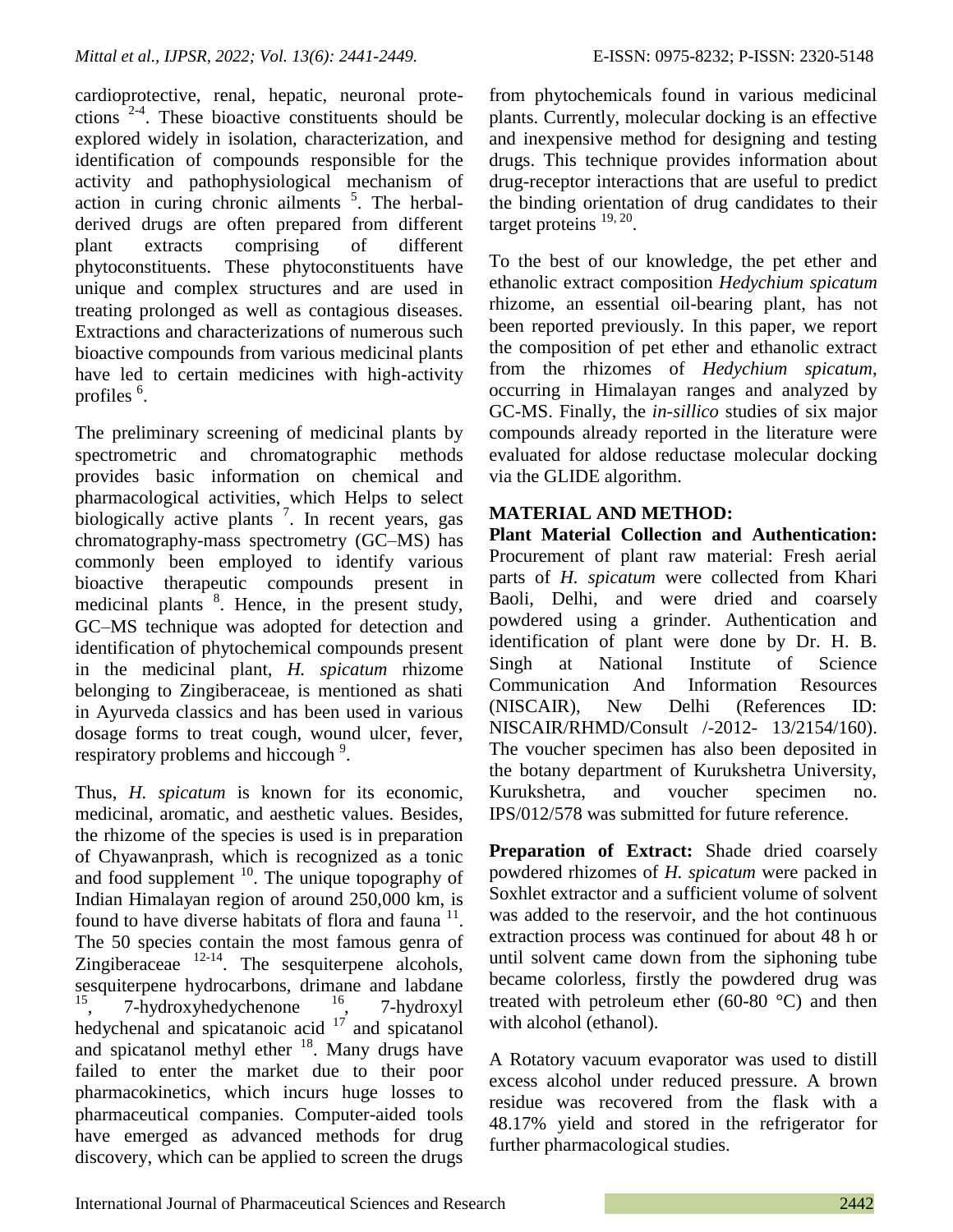cardioprotective, renal, hepatic, neuronal protections [2-4]. These bioactive constituents should be explored widely in isolation, characterization, and identification of compounds responsible for the activity and pathophysiological mechanism of action in curing chronic ailments [5]. The herbal-derived drugs are often prepared from different plant extracts comprising of different phytoconstituents. These phytoconstituents have unique and complex structures and are used in treating prolonged as well as contagious diseases. Extractions and characterizations of numerous such bioactive compounds from various medicinal plants have led to certain medicines with high-activity profiles [6].

The preliminary screening of medicinal plants by spectrometric and chromatographic methods provides basic information on chemical and pharmacological activities, which Helps to select biologically active plants [7]. In recent years, gas chromatography-mass spectrometry (GC–MS) has commonly been employed to identify various bioactive therapeutic compounds present in medicinal plants [8]. Hence, in the present study, GC–MS technique was adopted for detection and identification of phytochemical compounds present in the medicinal plant, *H. spicatum* rhizome belonging to Zingiberaceae, is mentioned as shati in Ayurveda classics and has been used in various dosage forms to treat cough, wound ulcer, fever, respiratory problems and hiccough [9].

Thus, *H. spicatum* is known for its economic, medicinal, aromatic, and aesthetic values. Besides, the rhizome of the species is used is in preparation of Chyawanprash, which is recognized as a tonic and food supplement [10]. The unique topography of Indian Himalayan region of around 250,000 km, is found to have diverse habitats of flora and fauna [11]. The 50 species contain the most famous genra of Zingiberaceae [12-14]. The sesquiterpene alcohols, sesquiterpene hydrocarbons, drimane and labdane [15], 7-hydroxyhedychenone [16], 7-hydroxyl hedychenal and spicatanoic acid [17] and spicatanol and spicatanol methyl ether [18]. Many drugs have failed to enter the market due to their poor pharmacokinetics, which incurs huge losses to pharmaceutical companies. Computer-aided tools have emerged as advanced methods for drug discovery, which can be applied to screen the drugs from phytochemicals found in various medicinal plants. Currently, molecular docking is an effective and inexpensive method for designing and testing drugs. This technique provides information about drug-receptor interactions that are useful to predict the binding orientation of drug candidates to their target proteins [19, 20].

To the best of our knowledge, the pet ether and ethanolic extract composition *Hedychium spicatum* rhizome, an essential oil-bearing plant, has not been reported previously. In this paper, we report the composition of pet ether and ethanolic extract from the rhizomes of *Hedychium spicatum*, occurring in Himalayan ranges and analyzed by GC-MS. Finally, the *in-sillico* studies of six major compounds already reported in the literature were evaluated for aldose reductase molecular docking via the GLIDE algorithm.

## MATERIAL AND METHOD:

**Plant Material Collection and Authentication:** Procurement of plant raw material: Fresh aerial parts of *H. spicatum* were collected from Khari Baoli, Delhi, and were dried and coarsely powdered using a grinder. Authentication and identification of plant were done by Dr. H. B. Singh at National Institute of Science Communication And Information Resources (NISCAIR), New Delhi (References ID: NISCAIR/RHMD/Consult /-2012- 13/2154/160). The voucher specimen has also been deposited in the botany department of Kurukshetra University, Kurukshetra, and voucher specimen no. IPS/012/578 was submitted for future reference.

**Preparation of Extract:** Shade dried coarsely powdered rhizomes of *H. spicatum* were packed in Soxhlet extractor and a sufficient volume of solvent was added to the reservoir, and the hot continuous extraction process was continued for about 48 h or until solvent came down from the siphoning tube became colorless, firstly the powdered drug was treated with petroleum ether (60-80 °C) and then with alcohol (ethanol).

A Rotatory vacuum evaporator was used to distill excess alcohol under reduced pressure. A brown residue was recovered from the flask with a 48.17% yield and stored in the refrigerator for further pharmacological studies.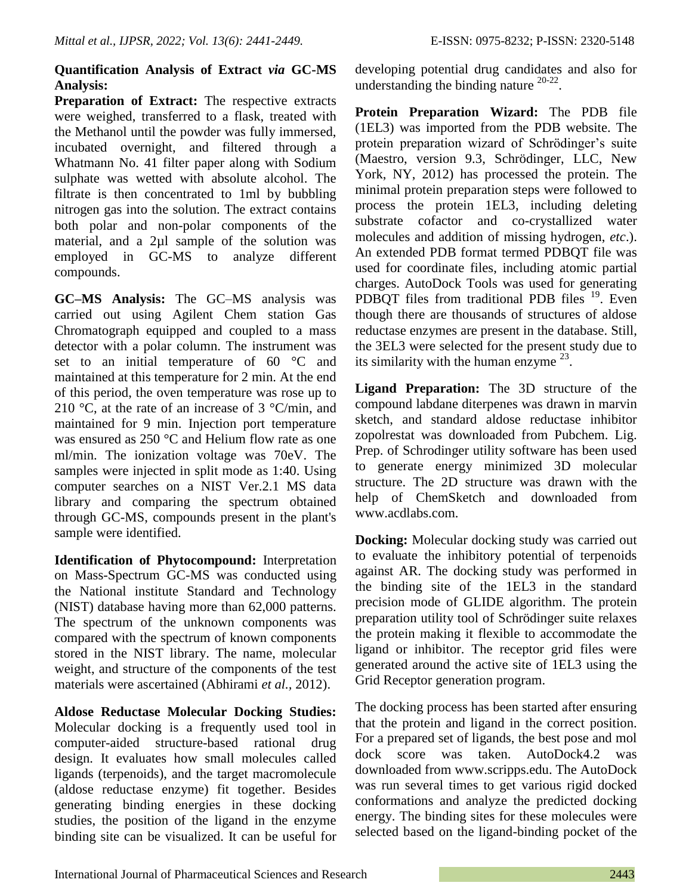**Quantification Analysis of Extract *via* GC-MS Analysis:**

**Preparation of Extract:** The respective extracts were weighed, transferred to a flask, treated with the Methanol until the powder was fully immersed, incubated overnight, and filtered through a Whatmann No. 41 filter paper along with Sodium sulphate was wetted with absolute alcohol. The filtrate is then concentrated to 1ml by bubbling nitrogen gas into the solution. The extract contains both polar and non-polar components of the material, and a 2µl sample of the solution was employed in GC-MS to analyze different compounds.

**GC–MS Analysis:** The GC–MS analysis was carried out using Agilent Chem station Gas Chromatograph equipped and coupled to a mass detector with a polar column. The instrument was set to an initial temperature of 60 °C and maintained at this temperature for 2 min. At the end of this period, the oven temperature was rose up to 210 °C, at the rate of an increase of 3 °C/min, and maintained for 9 min. Injection port temperature was ensured as 250 °C and Helium flow rate as one ml/min. The ionization voltage was 70eV. The samples were injected in split mode as 1:40. Using computer searches on a NIST Ver.2.1 MS data library and comparing the spectrum obtained through GC-MS, compounds present in the plant's sample were identified.

**Identification of Phytocompound:** Interpretation on Mass-Spectrum GC-MS was conducted using the National institute Standard and Technology (NIST) database having more than 62,000 patterns. The spectrum of the unknown components was compared with the spectrum of known components stored in the NIST library. The name, molecular weight, and structure of the components of the test materials were ascertained (Abhirami *et al.,* 2012).

**Aldose Reductase Molecular Docking Studies:** Molecular docking is a frequently used tool in computer-aided structure-based rational drug design. It evaluates how small molecules called ligands (terpenoids), and the target macromolecule (aldose reductase enzyme) fit together. Besides generating binding energies in these docking studies, the position of the ligand in the enzyme binding site can be visualized. It can be useful for developing potential drug candidates and also for understanding the binding nature [20-22].

**Protein Preparation Wizard:** The PDB file (1EL3) was imported from the PDB website. The protein preparation wizard of Schrödinger's suite (Maestro, version 9.3, Schrödinger, LLC, New York, NY, 2012) has processed the protein. The minimal protein preparation steps were followed to process the protein 1EL3, including deleting substrate cofactor and co-crystallized water molecules and addition of missing hydrogen, *etc*.). An extended PDB format termed PDBQT file was used for coordinate files, including atomic partial charges. AutoDock Tools was used for generating PDBQT files from traditional PDB files [19]. Even though there are thousands of structures of aldose reductase enzymes are present in the database. Still, the 3EL3 were selected for the present study due to its similarity with the human enzyme [23].

**Ligand Preparation:** The 3D structure of the compound labdane diterpenes was drawn in marvin sketch, and standard aldose reductase inhibitor zopolrestat was downloaded from Pubchem. Lig. Prep. of Schrodinger utility software has been used to generate energy minimized 3D molecular structure. The 2D structure was drawn with the help of ChemSketch and downloaded from www.acdlabs.com.

**Docking:** Molecular docking study was carried out to evaluate the inhibitory potential of terpenoids against AR. The docking study was performed in the binding site of the 1EL3 in the standard precision mode of GLIDE algorithm. The protein preparation utility tool of Schrödinger suite relaxes the protein making it flexible to accommodate the ligand or inhibitor. The receptor grid files were generated around the active site of 1EL3 using the Grid Receptor generation program.

The docking process has been started after ensuring that the protein and ligand in the correct position. For a prepared set of ligands, the best pose and mol dock score was taken. AutoDock4.2 was downloaded from www.scripps.edu. The AutoDock was run several times to get various rigid docked conformations and analyze the predicted docking energy. The binding sites for these molecules were selected based on the ligand-binding pocket of the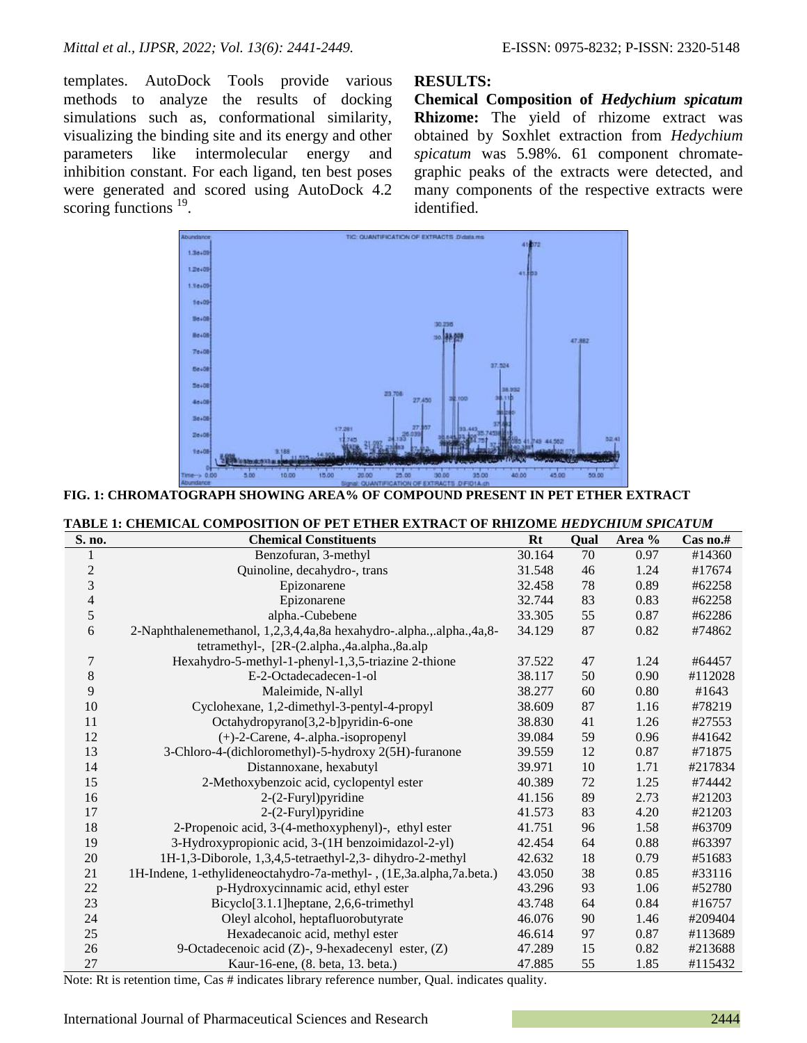templates. AutoDock Tools provide various methods to analyze the results of docking simulations such as, conformational similarity, visualizing the binding site and its energy and other parameters like intermolecular energy and inhibition constant. For each ligand, ten best poses were generated and scored using AutoDock 4.2 scoring functions [19].

## RESULTS:

**Chemical Composition of *Hedychium spicatum* Rhizome:** The yield of rhizome extract was obtained by Soxhlet extraction from *Hedychium spicatum* was 5.98%. 61 component chromate-graphic peaks of the extracts were detected, and many components of the respective extracts were identified.

**FIG. 1: CHROMATOGRAPH SHOWING AREA% OF COMPOUND PRESENT IN PET ETHER EXTRACT**

**TABLE 1: CHEMICAL COMPOSITION OF PET ETHER EXTRACT OF RHIZOME *HEDYCHIUM SPICATUM***

| S. no. | Chemical Constituents | Rt | Qual | Area % | Cas no.# |
|---|---|---|---|---|---|
| 1 | Benzofuran, 3-methyl | 30.164 | 70 | 0.97 | #14360 |
| 2 | Quinoline, decahydro-, trans | 31.548 | 46 | 1.24 | #17674 |
| 3 | Epizonarene | 32.458 | 78 | 0.89 | #62258 |
| 4 | Epizonarene | 32.744 | 83 | 0.83 | #62258 |
| 5 | alpha.-Cubebene | 33.305 | 55 | 0.87 | #62286 |
| 6 | 2-Naphthalenemethanol, 1,2,3,4,4a,8a hexahydro-.alpha.,.alpha.,4a,8-tetramethyl-, [2R-(2.alpha.,4a.alpha.,8a.alp | 34.129 | 87 | 0.82 | #74862 |
| 7 | Hexahydro-5-methyl-1-phenyl-1,3,5-triazine 2-thione | 37.522 | 47 | 1.24 | #64457 |
| 8 | E-2-Octadecadecen-1-ol | 38.117 | 50 | 0.90 | #112028 |
| 9 | Maleimide, N-allyl | 38.277 | 60 | 0.80 | #1643 |
| 10 | Cyclohexane, 1,2-dimethyl-3-pentyl-4-propyl | 38.609 | 87 | 1.16 | #78219 |
| 11 | Octahydropyrano[3,2-b]pyridin-6-one | 38.830 | 41 | 1.26 | #27553 |
| 12 | (+)-2-Carene, 4-.alpha.-isopropenyl | 39.084 | 59 | 0.96 | #41642 |
| 13 | 3-Chloro-4-(dichloromethyl)-5-hydroxy 2(5H)-furanone | 39.559 | 12 | 0.87 | #71875 |
| 14 | Distannoxane, hexabutyl | 39.971 | 10 | 1.71 | #217834 |
| 15 | 2-Methoxybenzoic acid, cyclopentyl ester | 40.389 | 72 | 1.25 | #74442 |
| 16 | 2-(2-Furyl)pyridine | 41.156 | 89 | 2.73 | #21203 |
| 17 | 2-(2-Furyl)pyridine | 41.573 | 83 | 4.20 | #21203 |
| 18 | 2-Propenoic acid, 3-(4-methoxyphenyl)-, ethyl ester | 41.751 | 96 | 1.58 | #63709 |
| 19 | 3-Hydroxypropionic acid, 3-(1H benzoimidazol-2-yl) | 42.454 | 64 | 0.88 | #63397 |
| 20 | 1H-1,3-Diborole, 1,3,4,5-tetraethyl-2,3- dihydro-2-methyl | 42.632 | 18 | 0.79 | #51683 |
| 21 | 1H-Indene, 1-ethylideneoctahydro-7a-methyl- , (1E,3a.alpha,7a.beta.) | 43.050 | 38 | 0.85 | #33116 |
| 22 | p-Hydroxycinnamic acid, ethyl ester | 43.296 | 93 | 1.06 | #52780 |
| 23 | Bicyclo[3.1.1]heptane, 2,6,6-trimethyl | 43.748 | 64 | 0.84 | #16757 |
| 24 | Oleyl alcohol, heptafluorobutyrate | 46.076 | 90 | 1.46 | #209404 |
| 25 | Hexadecanoic acid, methyl ester | 46.614 | 97 | 0.87 | #113689 |
| 26 | 9-Octadecenoic acid (Z)-, 9-hexadecenyl ester, (Z) | 47.289 | 15 | 0.82 | #213688 |
| 27 | Kaur-16-ene, (8. beta, 13. beta.) | 47.885 | 55 | 1.85 | #115432 |

Note: Rt is retention time, Cas # indicates library reference number, Qual. indicates quality.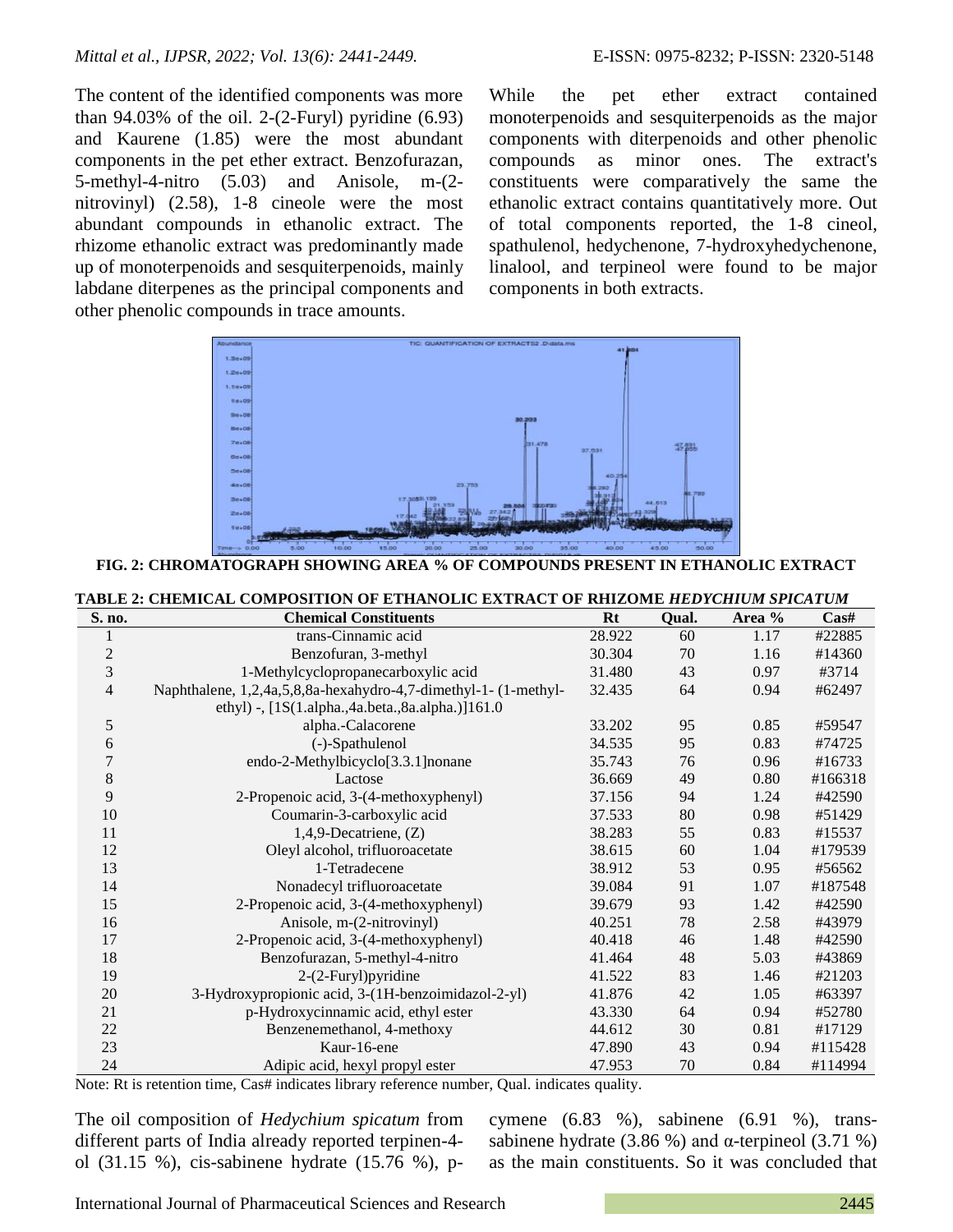The content of the identified components was more than 94.03% of the oil. 2-(2-Furyl) pyridine (6.93) and Kaurene (1.85) were the most abundant components in the pet ether extract. Benzofurazan, 5-methyl-4-nitro (5.03) and Anisole, m-(2-nitrovinyl) (2.58), 1-8 cineole were the most abundant compounds in ethanolic extract. The rhizome ethanolic extract was predominantly made up of monoterpenoids and sesquiterpenoids, mainly labdane diterpenes as the principal components and other phenolic compounds in trace amounts.

While the pet ether extract contained monoterpenoids and sesquiterpenoids as the major components with diterpenoids and other phenolic compounds as minor ones. The extract's constituents were comparatively the same the ethanolic extract contains quantitatively more. Out of total components reported, the 1-8 cineol, spathulenol, hedychenone, 7-hydroxyhedychenone, linalool, and terpineol were found to be major components in both extracts.

**FIG. 2: CHROMATOGRAPH SHOWING AREA % OF COMPOUNDS PRESENT IN ETHANOLIC EXTRACT**

**TABLE 2: CHEMICAL COMPOSITION OF ETHANOLIC EXTRACT OF RHIZOME *HEDYCHIUM SPICATUM***

| S. no. | Chemical Constituents | Rt | Qual. | Area % | Cas# |
|---|---|---|---|---|---|
| 1 | trans-Cinnamic acid | 28.922 | 60 | 1.17 | #22885 |
| 2 | Benzofuran, 3-methyl | 30.304 | 70 | 1.16 | #14360 |
| 3 | 1-Methylcyclopropanecarboxylic acid | 31.480 | 43 | 0.97 | #3714 |
| 4 | Naphthalene, 1,2,4a,5,8,8a-hexahydro-4,7-dimethyl-1- (1-methyl-ethyl) -, [1S(1.alpha.,4a.beta.,8a.alpha.)]161.0 | 32.435 | 64 | 0.94 | #62497 |
| 5 | alpha.-Calacorene | 33.202 | 95 | 0.85 | #59547 |
| 6 | (-)-Spathulenol | 34.535 | 95 | 0.83 | #74725 |
| 7 | endo-2-Methylbicyclo[3.3.1]nonane | 35.743 | 76 | 0.96 | #16733 |
| 8 | Lactose | 36.669 | 49 | 0.80 | #166318 |
| 9 | 2-Propenoic acid, 3-(4-methoxyphenyl) | 37.156 | 94 | 1.24 | #42590 |
| 10 | Coumarin-3-carboxylic acid | 37.533 | 80 | 0.98 | #51429 |
| 11 | 1,4,9-Decatriene, (Z) | 38.283 | 55 | 0.83 | #15537 |
| 12 | Oleyl alcohol, trifluoroacetate | 38.615 | 60 | 1.04 | #179539 |
| 13 | 1-Tetradecene | 38.912 | 53 | 0.95 | #56562 |
| 14 | Nonadecyl trifluoroacetate | 39.084 | 91 | 1.07 | #187548 |
| 15 | 2-Propenoic acid, 3-(4-methoxyphenyl) | 39.679 | 93 | 1.42 | #42590 |
| 16 | Anisole, m-(2-nitrovinyl) | 40.251 | 78 | 2.58 | #43979 |
| 17 | 2-Propenoic acid, 3-(4-methoxyphenyl) | 40.418 | 46 | 1.48 | #42590 |
| 18 | Benzofurazan, 5-methyl-4-nitro | 41.464 | 48 | 5.03 | #43869 |
| 19 | 2-(2-Furyl)pyridine | 41.522 | 83 | 1.46 | #21203 |
| 20 | 3-Hydroxypropionic acid, 3-(1H-benzoimidazol-2-yl) | 41.876 | 42 | 1.05 | #63397 |
| 21 | p-Hydroxycinnamic acid, ethyl ester | 43.330 | 64 | 0.94 | #52780 |
| 22 | Benzenemethanol, 4-methoxy | 44.612 | 30 | 0.81 | #17129 |
| 23 | Kaur-16-ene | 47.890 | 43 | 0.94 | #115428 |
| 24 | Adipic acid, hexyl propyl ester | 47.953 | 70 | 0.84 | #114994 |

Note: Rt is retention time, Cas# indicates library reference number, Qual. indicates quality.

The oil composition of *Hedychium spicatum* from different parts of India already reported terpinen-4-ol (31.15 %), cis-sabinene hydrate (15.76 %), p-cymene (6.83 %), sabinene (6.91 %), trans-sabinene hydrate (3.86 %) and α-terpineol (3.71 %) as the main constituents. So it was concluded that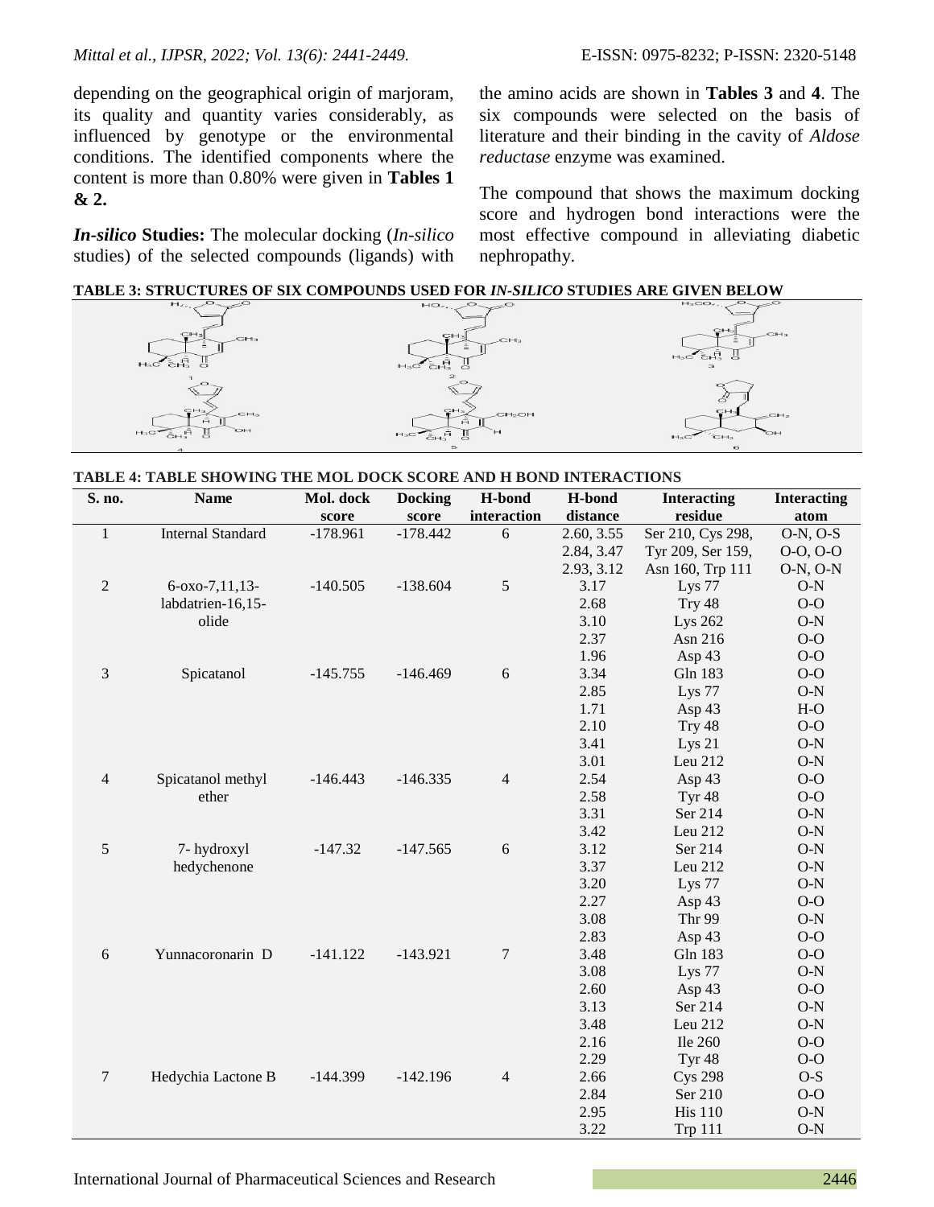depending on the geographical origin of marjoram, its quality and quantity varies considerably, as influenced by genotype or the environmental conditions. The identified components where the content is more than 0.80% were given in **Tables 1 & 2.**

***In-silico* Studies:** The molecular docking (*In-silico* studies) of the selected compounds (ligands) with the amino acids are shown in **Tables 3** and **4**. The six compounds were selected on the basis of literature and their binding in the cavity of *Aldose reductase* enzyme was examined.

The compound that shows the maximum docking score and hydrogen bond interactions were the most effective compound in alleviating diabetic nephropathy.

**TABLE 3: STRUCTURES OF SIX COMPOUNDS USED FOR *IN-SILICO* STUDIES ARE GIVEN BELOW**

**TABLE 4: TABLE SHOWING THE MOL DOCK SCORE AND H BOND INTERACTIONS**

| S. no. | Name | Mol. dock score | Docking score | H-bond interaction | H-bond distance | Interacting residue | Interacting atom |
|---|---|---|---|---|---|---|---|
| 1 | Internal Standard | -178.961 | -178.442 | 6 | 2.60, 3.55 | Ser 210, Cys 298, | O-N, O-S |
| | | | | | 2.84, 3.47 | Tyr 209, Ser 159, | O-O, O-O |
| | | | | | 2.93, 3.12 | Asn 160, Trp 111 | O-N, O-N |
| 2 | 6-oxo-7,11,13-labdatrien-16,15-olide | -140.505 | -138.604 | 5 | 3.17 | Lys 77 | O-N |
| | | | | | 2.68 | Try 48 | O-O |
| | | | | | 3.10 | Lys 262 | O-N |
| | | | | | 2.37 | Asn 216 | O-O |
| | | | | | 1.96 | Asp 43 | O-O |
| 3 | Spicatanol | -145.755 | -146.469 | 6 | 3.34 | Gln 183 | O-O |
| | | | | | 2.85 | Lys 77 | O-N |
| | | | | | 1.71 | Asp 43 | H-O |
| | | | | | 2.10 | Try 48 | O-O |
| | | | | | 3.41 | Lys 21 | O-N |
| | | | | | 3.01 | Leu 212 | O-N |
| 4 | Spicatanol methyl ether | -146.443 | -146.335 | 4 | 2.54 | Asp 43 | O-O |
| | | | | | 2.58 | Tyr 48 | O-O |
| | | | | | 3.31 | Ser 214 | O-N |
| | | | | | 3.42 | Leu 212 | O-N |
| 5 | 7- hydroxyl hedychenone | -147.32 | -147.565 | 6 | 3.12 | Ser 214 | O-N |
| | | | | | 3.37 | Leu 212 | O-N |
| | | | | | 3.20 | Lys 77 | O-N |
| | | | | | 2.27 | Asp 43 | O-O |
| | | | | | 3.08 | Thr 99 | O-N |
| | | | | | 2.83 | Asp 43 | O-O |
| 6 | Yunnacoronarin D | -141.122 | -143.921 | 7 | 3.48 | Gln 183 | O-O |
| | | | | | 3.08 | Lys 77 | O-N |
| | | | | | 2.60 | Asp 43 | O-O |
| | | | | | 3.13 | Ser 214 | O-N |
| | | | | | 3.48 | Leu 212 | O-N |
| | | | | | 2.16 | Ile 260 | O-O |
| | | | | | 2.29 | Tyr 48 | O-O |
| 7 | Hedychia Lactone B | -144.399 | -142.196 | 4 | 2.66 | Cys 298 | O-S |
| | | | | | 2.84 | Ser 210 | O-O |
| | | | | | 2.95 | His 110 | O-N |
| | | | | | 3.22 | Trp 111 | O-N |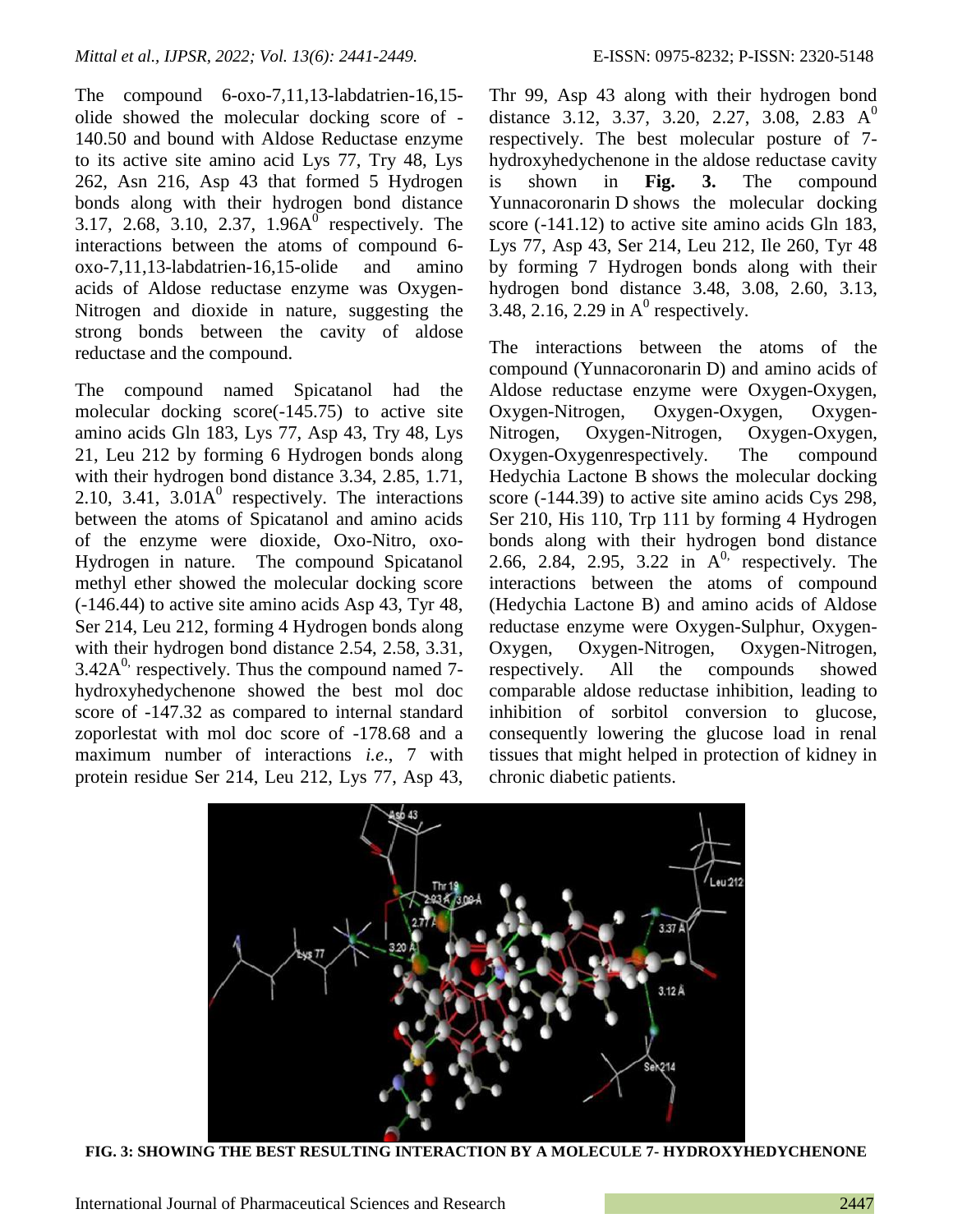The compound 6-oxo-7,11,13-labdatrien-16,15-olide showed the molecular docking score of -140.50 and bound with Aldose Reductase enzyme to its active site amino acid Lys 77, Try 48, Lys 262, Asn 216, Asp 43 that formed 5 Hydrogen bonds along with their hydrogen bond distance 3.17, 2.68, 3.10, 2.37, 1.96$A^0$ respectively. The interactions between the atoms of compound 6-oxo-7,11,13-labdatrien-16,15-olide and amino acids of Aldose reductase enzyme was Oxygen-Nitrogen and dioxide in nature, suggesting the strong bonds between the cavity of aldose reductase and the compound.

The compound named Spicatanol had the molecular docking score(-145.75) to active site amino acids Gln 183, Lys 77, Asp 43, Try 48, Lys 21, Leu 212 by forming 6 Hydrogen bonds along with their hydrogen bond distance 3.34, 2.85, 1.71, 2.10, 3.41, 3.01$A^0$ respectively. The interactions between the atoms of Spicatanol and amino acids of the enzyme were dioxide, Oxo-Nitro, oxo-Hydrogen in nature. The compound Spicatanol methyl ether showed the molecular docking score (-146.44) to active site amino acids Asp 43, Tyr 48, Ser 214, Leu 212, forming 4 Hydrogen bonds along with their hydrogen bond distance 2.54, 2.58, 3.31, 3.42$A^{0,}$ respectively. Thus the compound named 7-hydroxyhedychenone showed the best mol doc score of -147.32 as compared to internal standard zoporlestat with mol doc score of -178.68 and a maximum number of interactions *i.e*., 7 with protein residue Ser 214, Leu 212, Lys 77, Asp 43, Thr 99, Asp 43 along with their hydrogen bond distance 3.12, 3.37, 3.20, 2.27, 3.08, 2.83 $A^0$ respectively. The best molecular posture of 7-hydroxyhedychenone in the aldose reductase cavity is shown in **Fig. 3.** The compound Yunnacoronarin D shows the molecular docking score (-141.12) to active site amino acids Gln 183, Lys 77, Asp 43, Ser 214, Leu 212, Ile 260, Tyr 48 by forming 7 Hydrogen bonds along with their hydrogen bond distance 3.48, 3.08, 2.60, 3.13, 3.48, 2.16, 2.29 in $A^0$ respectively.

The interactions between the atoms of the compound (Yunnacoronarin D) and amino acids of Aldose reductase enzyme were Oxygen-Oxygen, Oxygen-Nitrogen, Oxygen-Oxygen, Oxygen-Nitrogen, Oxygen-Nitrogen, Oxygen-Oxygen, Oxygen-Oxygenrespectively. The compound Hedychia Lactone B shows the molecular docking score (-144.39) to active site amino acids Cys 298, Ser 210, His 110, Trp 111 by forming 4 Hydrogen bonds along with their hydrogen bond distance 2.66, 2.84, 2.95, 3.22 in $A^{0,}$ respectively. The interactions between the atoms of compound (Hedychia Lactone B) and amino acids of Aldose reductase enzyme were Oxygen-Sulphur, Oxygen-Oxygen, Oxygen-Nitrogen, Oxygen-Nitrogen, respectively. All the compounds showed comparable aldose reductase inhibition, leading to inhibition of sorbitol conversion to glucose, consequently lowering the glucose load in renal tissues that might helped in protection of kidney in chronic diabetic patients.

**FIG. 3: SHOWING THE BEST RESULTING INTERACTION BY A MOLECULE 7- HYDROXYHEDYCHENONE**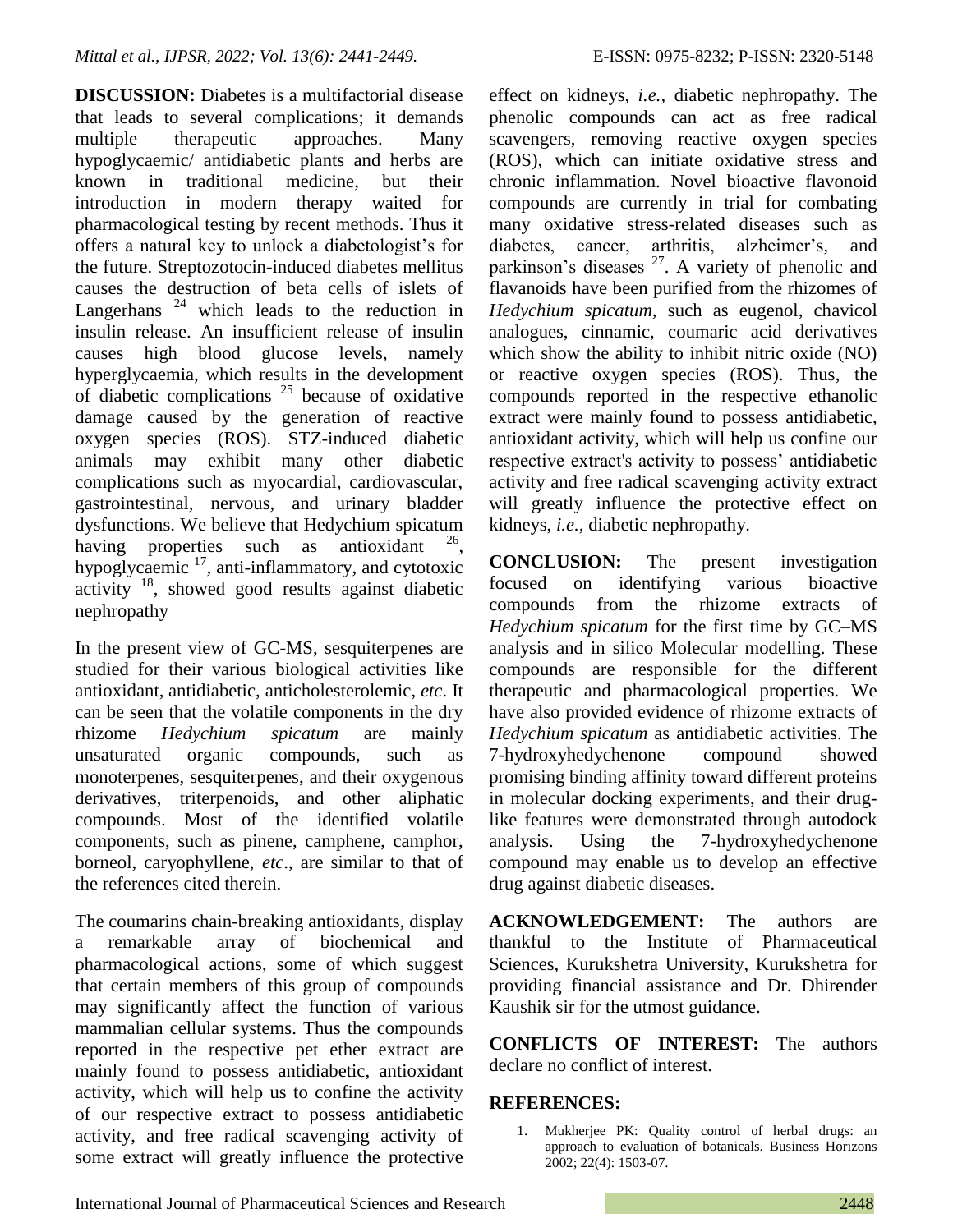**DISCUSSION:** Diabetes is a multifactorial disease that leads to several complications; it demands multiple therapeutic approaches. Many hypoglycaemic/ antidiabetic plants and herbs are known in traditional medicine, but their introduction in modern therapy waited for pharmacological testing by recent methods. Thus it offers a natural key to unlock a diabetologist's for the future. Streptozotocin-induced diabetes mellitus causes the destruction of beta cells of islets of Langerhans [24] which leads to the reduction in insulin release. An insufficient release of insulin causes high blood glucose levels, namely hyperglycaemia, which results in the development of diabetic complications [25] because of oxidative damage caused by the generation of reactive oxygen species (ROS). STZ-induced diabetic animals may exhibit many other diabetic complications such as myocardial, cardiovascular, gastrointestinal, nervous, and urinary bladder dysfunctions. We believe that Hedychium spicatum having properties such as antioxidant [26], hypoglycaemic [17], anti-inflammatory, and cytotoxic activity [18], showed good results against diabetic nephropathy

In the present view of GC-MS, sesquiterpenes are studied for their various biological activities like antioxidant, antidiabetic, anticholesterolemic, *etc*. It can be seen that the volatile components in the dry rhizome *Hedychium spicatum* are mainly unsaturated organic compounds, such as monoterpenes, sesquiterpenes, and their oxygenous derivatives, triterpenoids, and other aliphatic compounds. Most of the identified volatile components, such as pinene, camphene, camphor, borneol, caryophyllene, *etc*., are similar to that of the references cited therein.

The coumarins chain-breaking antioxidants, display a remarkable array of biochemical and pharmacological actions, some of which suggest that certain members of this group of compounds may significantly affect the function of various mammalian cellular systems. Thus the compounds reported in the respective pet ether extract are mainly found to possess antidiabetic, antioxidant activity, which will help us to confine the activity of our respective extract to possess antidiabetic activity, and free radical scavenging activity of some extract will greatly influence the protective effect on kidneys, *i.e.,* diabetic nephropathy. The phenolic compounds can act as free radical scavengers, removing reactive oxygen species (ROS), which can initiate oxidative stress and chronic inflammation. Novel bioactive flavonoid compounds are currently in trial for combating many oxidative stress-related diseases such as diabetes, cancer, arthritis, alzheimer's, and parkinson's diseases [27]. A variety of phenolic and flavanoids have been purified from the rhizomes of *Hedychium spicatum,* such as eugenol, chavicol analogues, cinnamic, coumaric acid derivatives which show the ability to inhibit nitric oxide (NO) or reactive oxygen species (ROS). Thus, the compounds reported in the respective ethanolic extract were mainly found to possess antidiabetic, antioxidant activity, which will help us confine our respective extract's activity to possess' antidiabetic activity and free radical scavenging activity extract will greatly influence the protective effect on kidneys, *i.e.,* diabetic nephropathy.

**CONCLUSION:** The present investigation focused on identifying various bioactive compounds from the rhizome extracts of *Hedychium spicatum* for the first time by GC–MS analysis and in silico Molecular modelling. These compounds are responsible for the different therapeutic and pharmacological properties. We have also provided evidence of rhizome extracts of *Hedychium spicatum* as antidiabetic activities. The 7-hydroxyhedychenone compound showed promising binding affinity toward different proteins in molecular docking experiments, and their drug-like features were demonstrated through autodock analysis. Using the 7-hydroxyhedychenone compound may enable us to develop an effective drug against diabetic diseases.

**ACKNOWLEDGEMENT:** The authors are thankful to the Institute of Pharmaceutical Sciences, Kurukshetra University, Kurukshetra for providing financial assistance and Dr. Dhirender Kaushik sir for the utmost guidance.

**CONFLICTS OF INTEREST:** The authors declare no conflict of interest.

## REFERENCES:

1. Mukherjee PK: Quality control of herbal drugs: an approach to evaluation of botanicals. Business Horizons 2002; 22(4): 1503-07.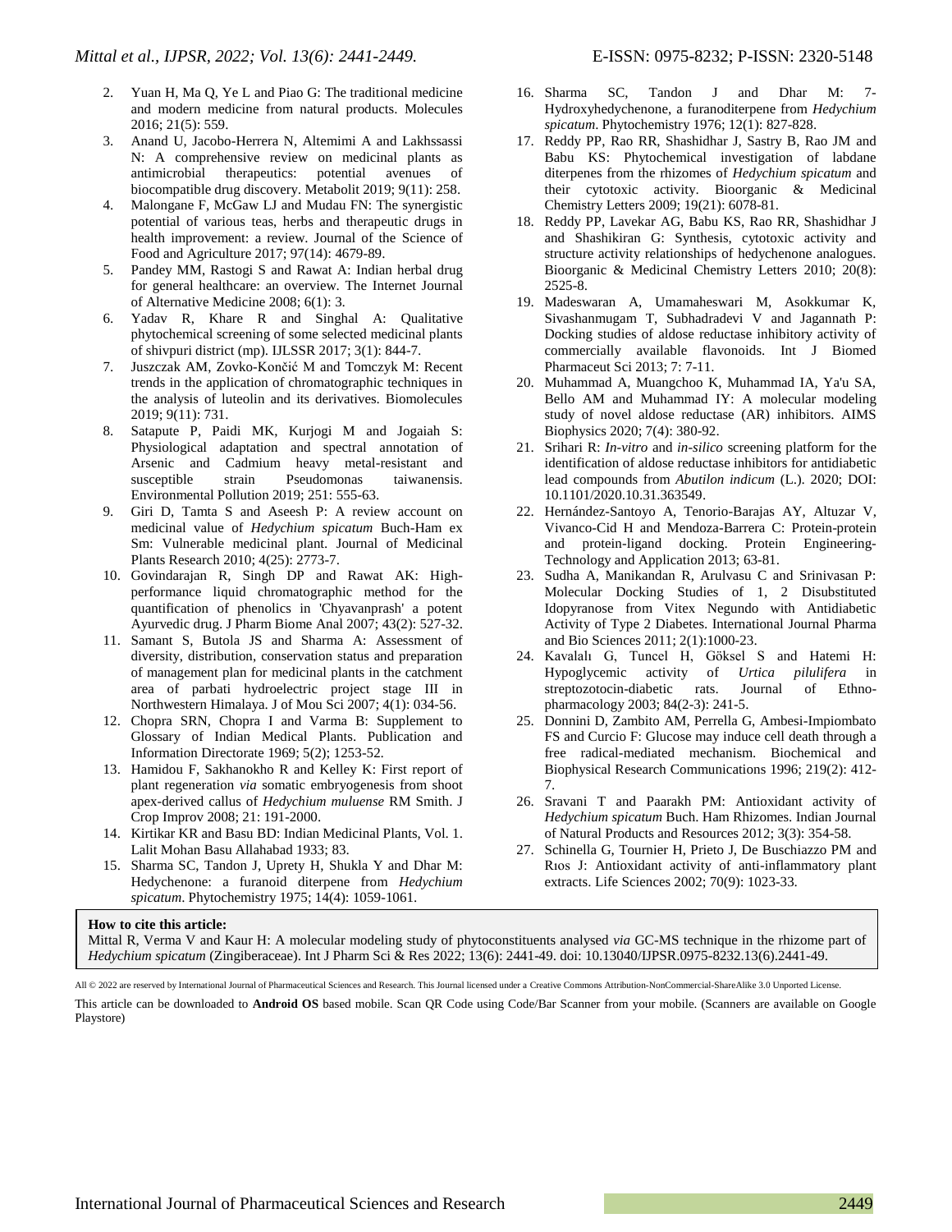2. Yuan H, Ma Q, Ye L and Piao G: The traditional medicine and modern medicine from natural products. Molecules 2016; 21(5): 559.
3. Anand U, Jacobo-Herrera N, Altemimi A and Lakhssassi N: A comprehensive review on medicinal plants as antimicrobial therapeutics: potential avenues of biocompatible drug discovery. Metabolit 2019; 9(11): 258.
4. Malongane F, McGaw LJ and Mudau FN: The synergistic potential of various teas, herbs and therapeutic drugs in health improvement: a review. Journal of the Science of Food and Agriculture 2017; 97(14): 4679-89.
5. Pandey MM, Rastogi S and Rawat A: Indian herbal drug for general healthcare: an overview. The Internet Journal of Alternative Medicine 2008; 6(1): 3.
6. Yadav R, Khare R and Singhal A: Qualitative phytochemical screening of some selected medicinal plants of shivpuri district (mp). IJLSSR 2017; 3(1): 844-7.
7. Juszczak AM, Zovko-Končić M and Tomczyk M: Recent trends in the application of chromatographic techniques in the analysis of luteolin and its derivatives. Biomolecules 2019; 9(11): 731.
8. Satapute P, Paidi MK, Kurjogi M and Jogaiah S: Physiological adaptation and spectral annotation of Arsenic and Cadmium heavy metal-resistant and susceptible strain Pseudomonas taiwanensis. Environmental Pollution 2019; 251: 555-63.
9. Giri D, Tamta S and Aseesh P: A review account on medicinal value of *Hedychium spicatum* Buch-Ham ex Sm: Vulnerable medicinal plant. Journal of Medicinal Plants Research 2010; 4(25): 2773-7.
10. Govindarajan R, Singh DP and Rawat AK: High-performance liquid chromatographic method for the quantification of phenolics in 'Chyavanprash' a potent Ayurvedic drug. J Pharm Biome Anal 2007; 43(2): 527-32.
11. Samant S, Butola JS and Sharma A: Assessment of diversity, distribution, conservation status and preparation of management plan for medicinal plants in the catchment area of parbati hydroelectric project stage III in Northwestern Himalaya. J of Mou Sci 2007; 4(1): 034-56.
12. Chopra SRN, Chopra I and Varma B: Supplement to Glossary of Indian Medical Plants. Publication and Information Directorate 1969; 5(2); 1253-52.
13. Hamidou F, Sakhanokho R and Kelley K: First report of plant regeneration *via* somatic embryogenesis from shoot apex-derived callus of *Hedychium muluense* RM Smith. J Crop Improv 2008; 21: 191-2000.
14. Kirtikar KR and Basu BD: Indian Medicinal Plants, Vol. 1. Lalit Mohan Basu Allahabad 1933; 83.
15. Sharma SC, Tandon J, Uprety H, Shukla Y and Dhar M: Hedychenone: a furanoid diterpene from *Hedychium spicatum*. Phytochemistry 1975; 14(4): 1059-1061.
16. Sharma SC, Tandon J and Dhar M: 7-Hydroxyhedychenone, a furanoditerpene from *Hedychium spicatum*. Phytochemistry 1976; 12(1): 827-828.
17. Reddy PP, Rao RR, Shashidhar J, Sastry B, Rao JM and Babu KS: Phytochemical investigation of labdane diterpenes from the rhizomes of *Hedychium spicatum* and their cytotoxic activity. Bioorganic & Medicinal Chemistry Letters 2009; 19(21): 6078-81.
18. Reddy PP, Lavekar AG, Babu KS, Rao RR, Shashidhar J and Shashikiran G: Synthesis, cytotoxic activity and structure activity relationships of hedychenone analogues. Bioorganic & Medicinal Chemistry Letters 2010; 20(8): 2525-8.
19. Madeswaran A, Umamaheswari M, Asokkumar K, Sivashanmugam T, Subhadradevi V and Jagannath P: Docking studies of aldose reductase inhibitory activity of commercially available flavonoids. Int J Biomed Pharmaceut Sci 2013; 7: 7-11.
20. Muhammad A, Muangchoo K, Muhammad IA, Ya'u SA, Bello AM and Muhammad IY: A molecular modeling study of novel aldose reductase (AR) inhibitors. AIMS Biophysics 2020; 7(4): 380-92.
21. Srihari R: *In-vitro* and *in-silico* screening platform for the identification of aldose reductase inhibitors for antidiabetic lead compounds from *Abutilon indicum* (L.). 2020; DOI: 10.1101/2020.10.31.363549.
22. Hernández-Santoyo A, Tenorio-Barajas AY, Altuzar V, Vivanco-Cid H and Mendoza-Barrera C: Protein-protein and protein-ligand docking. Protein Engineering-Technology and Application 2013; 63-81.
23. Sudha A, Manikandan R, Arulvasu C and Srinivasan P: Molecular Docking Studies of 1, 2 Disubstituted Idopyranose from Vitex Negundo with Antidiabetic Activity of Type 2 Diabetes. International Journal Pharma and Bio Sciences 2011; 2(1):1000-23.
24. Kavalalı G, Tuncel H, Göksel S and Hatemi H: Hypoglycemic activity of *Urtica pilulifera* in streptozotocin-diabetic rats. Journal of Ethno-pharmacology 2003; 84(2-3): 241-5.
25. Donnini D, Zambito AM, Perrella G, Ambesi-Impiombato FS and Curcio F: Glucose may induce cell death through a free radical-mediated mechanism. Biochemical and Biophysical Research Communications 1996; 219(2): 412-7.
26. Sravani T and Paarakh PM: Antioxidant activity of *Hedychium spicatum* Buch. Ham Rhizomes. Indian Journal of Natural Products and Resources 2012; 3(3): 354-58.
27. Schinella G, Tournier H, Prieto J, De Buschiazzo PM and Rıos J: Antioxidant activity of anti-inflammatory plant extracts. Life Sciences 2002; 70(9): 1023-33.

**How to cite this article:**
Mittal R, Verma V and Kaur H: A molecular modeling study of phytoconstituents analysed *via* GC-MS technique in the rhizome part of *Hedychium spicatum* (Zingiberaceae). Int J Pharm Sci & Res 2022; 13(6): 2441-49. doi: 10.13040/IJPSR.0975-8232.13(6).2441-49.

All © 2022 are reserved by International Journal of Pharmaceutical Sciences and Research. This Journal licensed under a Creative Commons Attribution-NonCommercial-ShareAlike 3.0 Unported License.

This article can be downloaded to **Android OS** based mobile. Scan QR Code using Code/Bar Scanner from your mobile. (Scanners are available on Google Playstore)